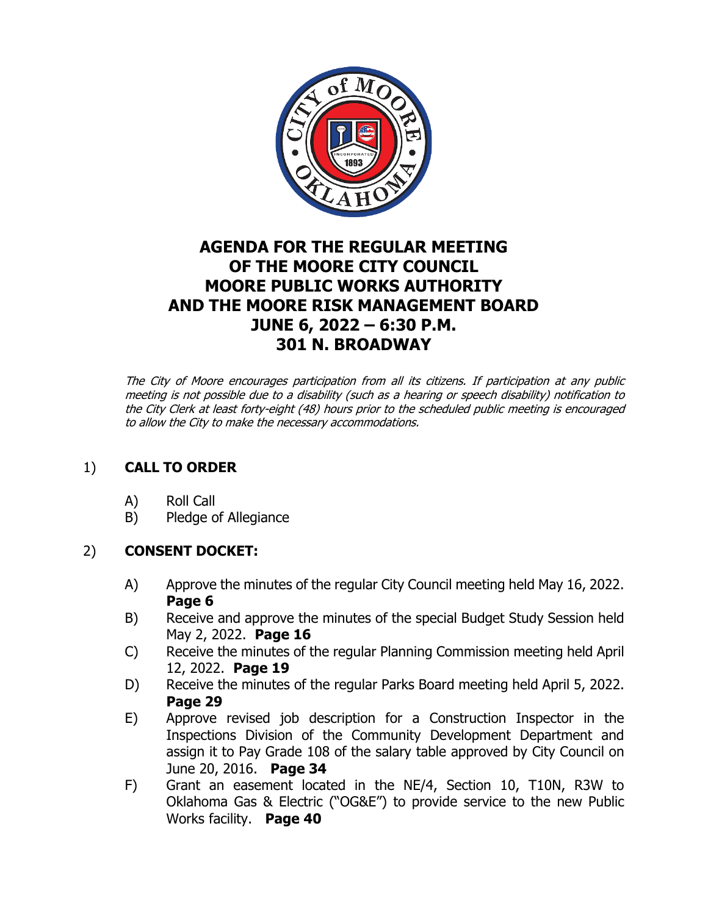# AGENDA FOR THE REGULAR MEETING OF THE MOORE CITY COUNCIL MOORE PUBLIC WORKS AUTHORITY AND THE MOORE RISK MANAGEMENT BOARD JUNE 6, 2022 – 6:30 P.M. 301 N. BROADWAY

*The City of Moore encourages participation from all its citizens. If participation at any public meeting is not possible due to a disability (such as a hearing or speech disability) notification to the City Clerk at least forty-eight (48) hours prior to the scheduled public meeting is encouraged to allow the City to make the necessary accommodations.*

1) **CALL TO ORDER**

   A) Roll Call
   B) Pledge of Allegiance

2) **CONSENT DOCKET:**

   A) Approve the minutes of the regular City Council meeting held May 16, 2022. **Page 6**
   B) Receive and approve the minutes of the special Budget Study Session held May 2, 2022. **Page 16**
   C) Receive the minutes of the regular Planning Commission meeting held April 12, 2022. **Page 19**
   D) Receive the minutes of the regular Parks Board meeting held April 5, 2022. **Page 29**
   E) Approve revised job description for a Construction Inspector in the Inspections Division of the Community Development Department and assign it to Pay Grade 108 of the salary table approved by City Council on June 20, 2016. **Page 34**
   F) Grant an easement located in the NE/4, Section 10, T10N, R3W to Oklahoma Gas & Electric ("OG&E") to provide service to the new Public Works facility. **Page 40**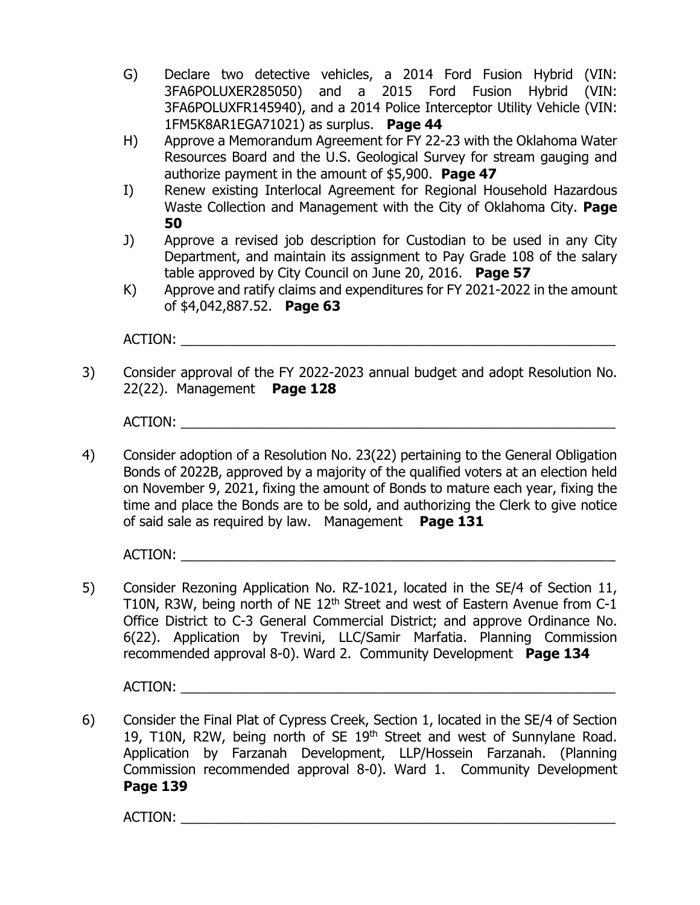G) Declare two detective vehicles, a 2014 Ford Fusion Hybrid (VIN: 3FA6POLUXER285050) and a 2015 Ford Fusion Hybrid (VIN: 3FA6POLUXFR145940), and a 2014 Police Interceptor Utility Vehicle (VIN: 1FM5K8AR1EGA71021) as surplus. **Page 44**

H) Approve a Memorandum Agreement for FY 22-23 with the Oklahoma Water Resources Board and the U.S. Geological Survey for stream gauging and authorize payment in the amount of $5,900. **Page 47**

I) Renew existing Interlocal Agreement for Regional Household Hazardous Waste Collection and Management with the City of Oklahoma City. **Page 50**

J) Approve a revised job description for Custodian to be used in any City Department, and maintain its assignment to Pay Grade 108 of the salary table approved by City Council on June 20, 2016. **Page 57**

K) Approve and ratify claims and expenditures for FY 2021-2022 in the amount of $4,042,887.52. **Page 63**

ACTION: ___________________________________________________________

3) Consider approval of the FY 2022-2023 annual budget and adopt Resolution No. 22(22). Management **Page 128**

ACTION: ___________________________________________________________

4) Consider adoption of a Resolution No. 23(22) pertaining to the General Obligation Bonds of 2022B, approved by a majority of the qualified voters at an election held on November 9, 2021, fixing the amount of Bonds to mature each year, fixing the time and place the Bonds are to be sold, and authorizing the Clerk to give notice of said sale as required by law. Management **Page 131**

ACTION: ___________________________________________________________

5) Consider Rezoning Application No. RZ-1021, located in the SE/4 of Section 11, T10N, R3W, being north of NE 12th Street and west of Eastern Avenue from C-1 Office District to C-3 General Commercial District; and approve Ordinance No. 6(22). Application by Trevini, LLC/Samir Marfatia. Planning Commission recommended approval 8-0). Ward 2. Community Development **Page 134**

ACTION: ___________________________________________________________

6) Consider the Final Plat of Cypress Creek, Section 1, located in the SE/4 of Section 19, T10N, R2W, being north of SE 19th Street and west of Sunnylane Road. Application by Farzanah Development, LLP/Hossein Farzanah. (Planning Commission recommended approval 8-0). Ward 1. Community Development **Page 139**

ACTION: ___________________________________________________________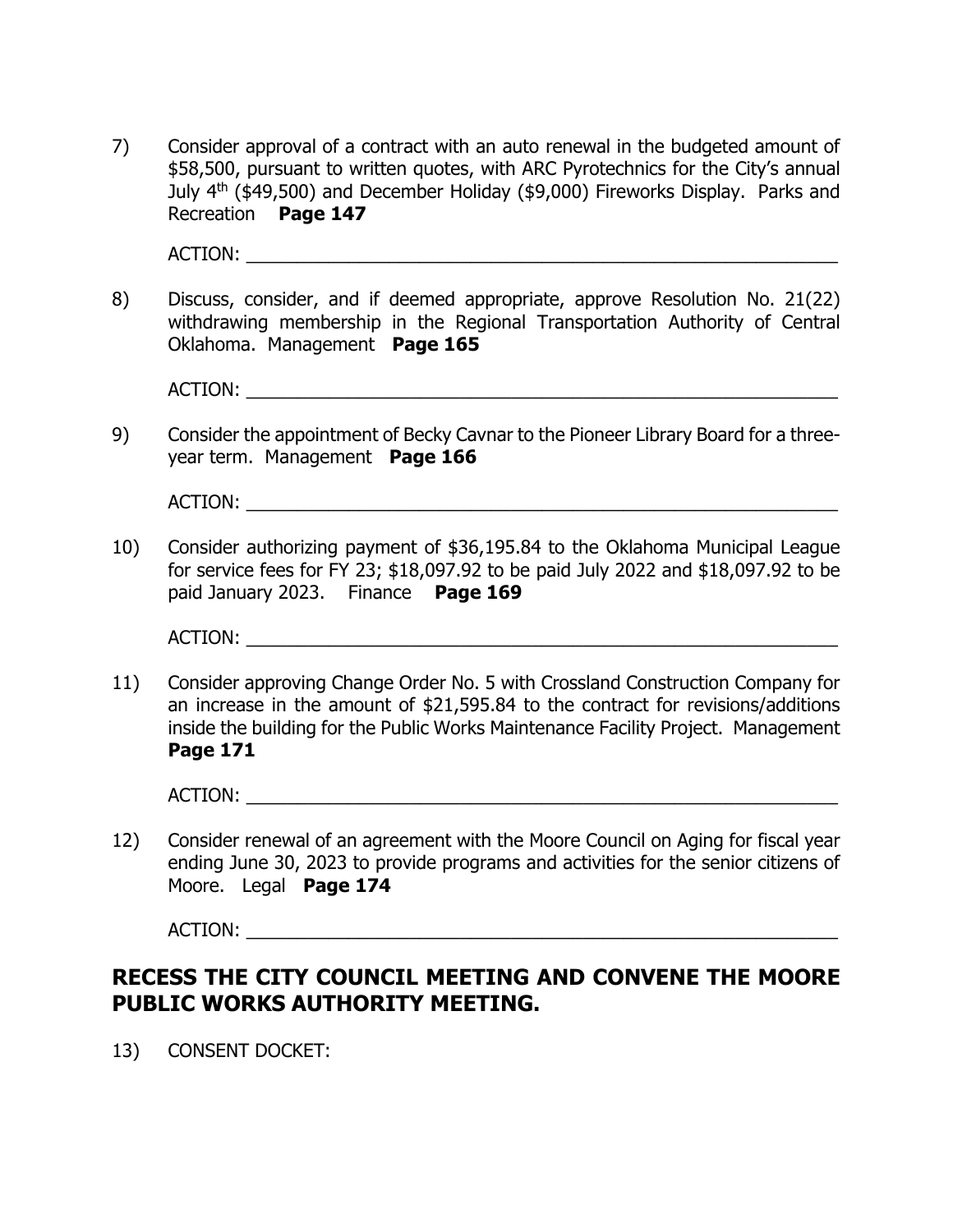7) Consider approval of a contract with an auto renewal in the budgeted amount of $58,500, pursuant to written quotes, with ARC Pyrotechnics for the City's annual July 4th ($49,500) and December Holiday ($9,000) Fireworks Display. Parks and Recreation **Page 147**

   ACTION: ___________________________________________________________

8) Discuss, consider, and if deemed appropriate, approve Resolution No. 21(22) withdrawing membership in the Regional Transportation Authority of Central Oklahoma. Management **Page 165**

   ACTION: ___________________________________________________________

9) Consider the appointment of Becky Cavnar to the Pioneer Library Board for a three-year term. Management **Page 166**

   ACTION: ___________________________________________________________

10) Consider authorizing payment of $36,195.84 to the Oklahoma Municipal League for service fees for FY 23; $18,097.92 to be paid July 2022 and $18,097.92 to be paid January 2023. Finance **Page 169**

    ACTION: ___________________________________________________________

11) Consider approving Change Order No. 5 with Crossland Construction Company for an increase in the amount of $21,595.84 to the contract for revisions/additions inside the building for the Public Works Maintenance Facility Project. Management **Page 171**

    ACTION: ___________________________________________________________

12) Consider renewal of an agreement with the Moore Council on Aging for fiscal year ending June 30, 2023 to provide programs and activities for the senior citizens of Moore. Legal **Page 174**

    ACTION: ___________________________________________________________

## RECESS THE CITY COUNCIL MEETING AND CONVENE THE MOORE PUBLIC WORKS AUTHORITY MEETING.

13) CONSENT DOCKET: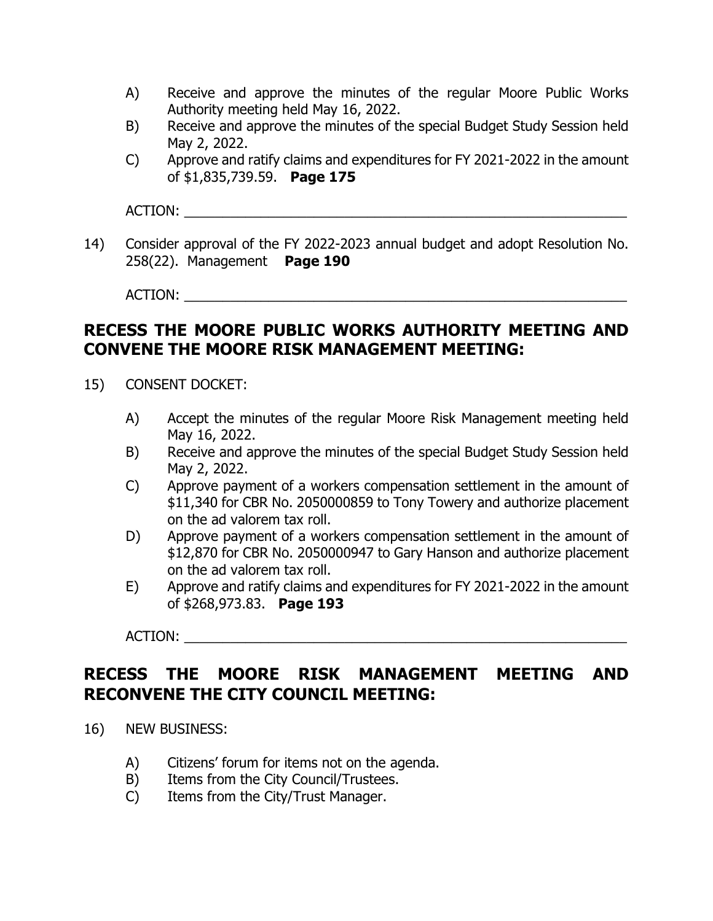A) Receive and approve the minutes of the regular Moore Public Works Authority meeting held May 16, 2022.
B) Receive and approve the minutes of the special Budget Study Session held May 2, 2022.
C) Approve and ratify claims and expenditures for FY 2021-2022 in the amount of $1,835,739.59. **Page 175**

ACTION: ___________________________________________________________

14) Consider approval of the FY 2022-2023 annual budget and adopt Resolution No. 258(22). Management **Page 190**

ACTION: ___________________________________________________________

## RECESS THE MOORE PUBLIC WORKS AUTHORITY MEETING AND CONVENE THE MOORE RISK MANAGEMENT MEETING:

15) CONSENT DOCKET:

A) Accept the minutes of the regular Moore Risk Management meeting held May 16, 2022.
B) Receive and approve the minutes of the special Budget Study Session held May 2, 2022.
C) Approve payment of a workers compensation settlement in the amount of $11,340 for CBR No. 2050000859 to Tony Towery and authorize placement on the ad valorem tax roll.
D) Approve payment of a workers compensation settlement in the amount of $12,870 for CBR No. 2050000947 to Gary Hanson and authorize placement on the ad valorem tax roll.
E) Approve and ratify claims and expenditures for FY 2021-2022 in the amount of $268,973.83. **Page 193**

ACTION: ___________________________________________________________

## RECESS THE MOORE RISK MANAGEMENT MEETING AND RECONVENE THE CITY COUNCIL MEETING:

16) NEW BUSINESS:

A) Citizens' forum for items not on the agenda.
B) Items from the City Council/Trustees.
C) Items from the City/Trust Manager.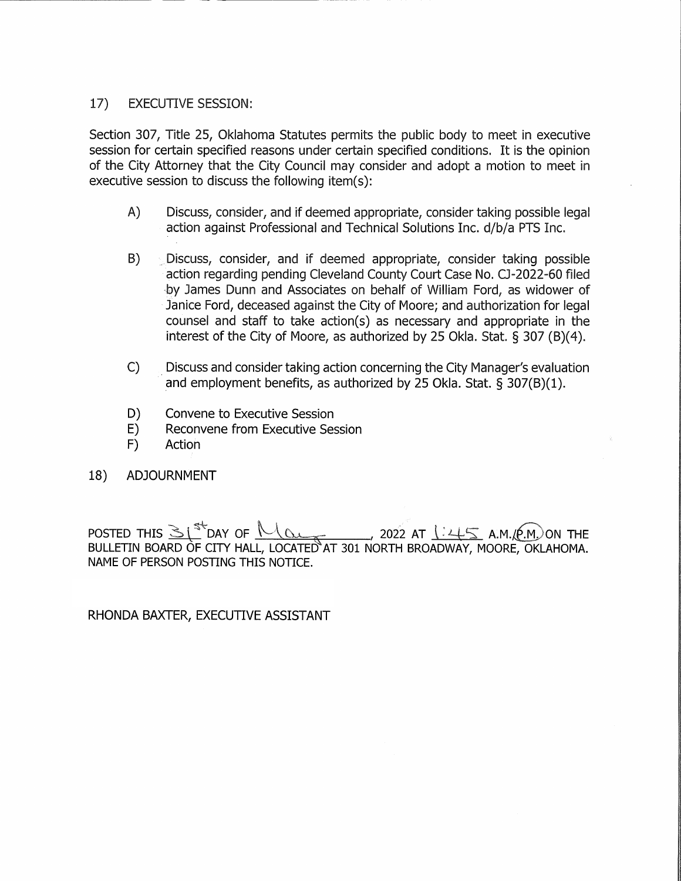17) EXECUTIVE SESSION:

Section 307, Title 25, Oklahoma Statutes permits the public body to meet in executive session for certain specified reasons under certain specified conditions. It is the opinion of the City Attorney that the City Council may consider and adopt a motion to meet in executive session to discuss the following item(s):

A) Discuss, consider, and if deemed appropriate, consider taking possible legal action against Professional and Technical Solutions Inc. d/b/a PTS Inc.

B) Discuss, consider, and if deemed appropriate, consider taking possible action regarding pending Cleveland County Court Case No. CJ-2022-60 filed by James Dunn and Associates on behalf of William Ford, as widower of Janice Ford, deceased against the City of Moore; and authorization for legal counsel and staff to take action(s) as necessary and appropriate in the interest of the City of Moore, as authorized by 25 Okla. Stat. § 307 (B)(4).

C) Discuss and consider taking action concerning the City Manager's evaluation and employment benefits, as authorized by 25 Okla. Stat. § 307(B)(1).

D) Convene to Executive Session

E) Reconvene from Executive Session

F) Action

18) ADJOURNMENT

POSTED THIS 31st DAY OF May, 2022 AT 1:45 A.M./P.M. ON THE BULLETIN BOARD OF CITY HALL, LOCATED AT 301 NORTH BROADWAY, MOORE, OKLAHOMA. NAME OF PERSON POSTING THIS NOTICE.

RHONDA BAXTER, EXECUTIVE ASSISTANT